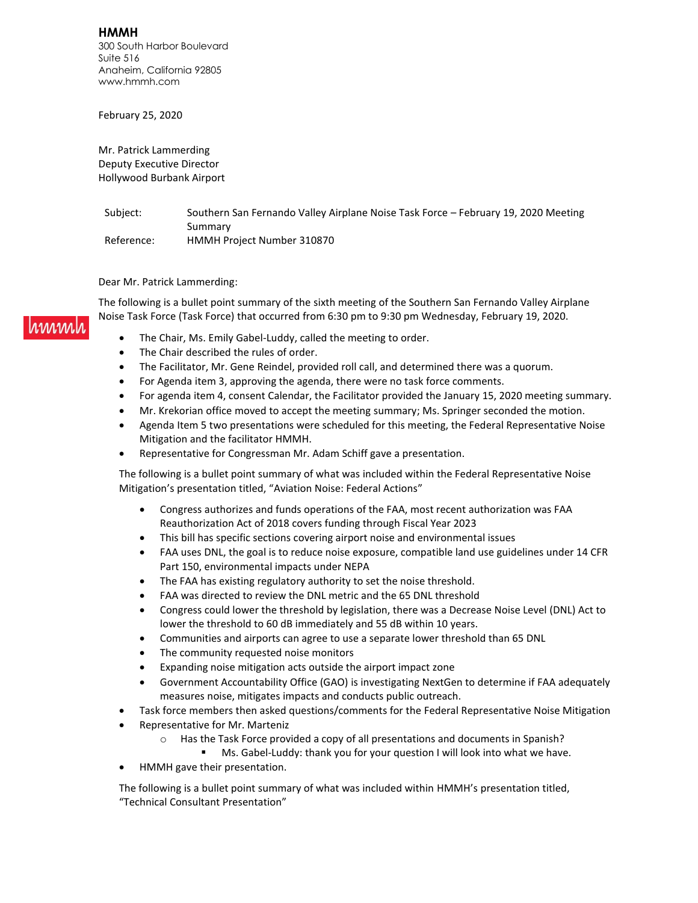**HMMH**
300 South Harbor Boulevard
Suite 516
Anaheim, California 92805
www.hmmh.com

February 25, 2020

Mr. Patrick Lammerding
Deputy Executive Director
Hollywood Burbank Airport

Subject: Southern San Fernando Valley Airplane Noise Task Force – February 19, 2020 Meeting Summary
Reference: HMMH Project Number 310870

Dear Mr. Patrick Lammerding:

The following is a bullet point summary of the sixth meeting of the Southern San Fernando Valley Airplane Noise Task Force (Task Force) that occurred from 6:30 pm to 9:30 pm Wednesday, February 19, 2020.

- The Chair, Ms. Emily Gabel-Luddy, called the meeting to order.
- The Chair described the rules of order.
- The Facilitator, Mr. Gene Reindel, provided roll call, and determined there was a quorum.
- For Agenda item 3, approving the agenda, there were no task force comments.
- For agenda item 4, consent Calendar, the Facilitator provided the January 15, 2020 meeting summary.
- Mr. Krekorian office moved to accept the meeting summary; Ms. Springer seconded the motion.
- Agenda Item 5 two presentations were scheduled for this meeting, the Federal Representative Noise Mitigation and the facilitator HMMH.
- Representative for Congressman Mr. Adam Schiff gave a presentation.

The following is a bullet point summary of what was included within the Federal Representative Noise Mitigation's presentation titled, "Aviation Noise: Federal Actions"

- Congress authorizes and funds operations of the FAA, most recent authorization was FAA Reauthorization Act of 2018 covers funding through Fiscal Year 2023
- This bill has specific sections covering airport noise and environmental issues
- FAA uses DNL, the goal is to reduce noise exposure, compatible land use guidelines under 14 CFR Part 150, environmental impacts under NEPA
- The FAA has existing regulatory authority to set the noise threshold.
- FAA was directed to review the DNL metric and the 65 DNL threshold
- Congress could lower the threshold by legislation, there was a Decrease Noise Level (DNL) Act to lower the threshold to 60 dB immediately and 55 dB within 10 years.
- Communities and airports can agree to use a separate lower threshold than 65 DNL
- The community requested noise monitors
- Expanding noise mitigation acts outside the airport impact zone
- Government Accountability Office (GAO) is investigating NextGen to determine if FAA adequately measures noise, mitigates impacts and conducts public outreach.

- Task force members then asked questions/comments for the Federal Representative Noise Mitigation
- Representative for Mr. Marteniz
  - Has the Task Force provided a copy of all presentations and documents in Spanish?
    - Ms. Gabel-Luddy: thank you for your question I will look into what we have.
- HMMH gave their presentation.

The following is a bullet point summary of what was included within HMMH's presentation titled, "Technical Consultant Presentation"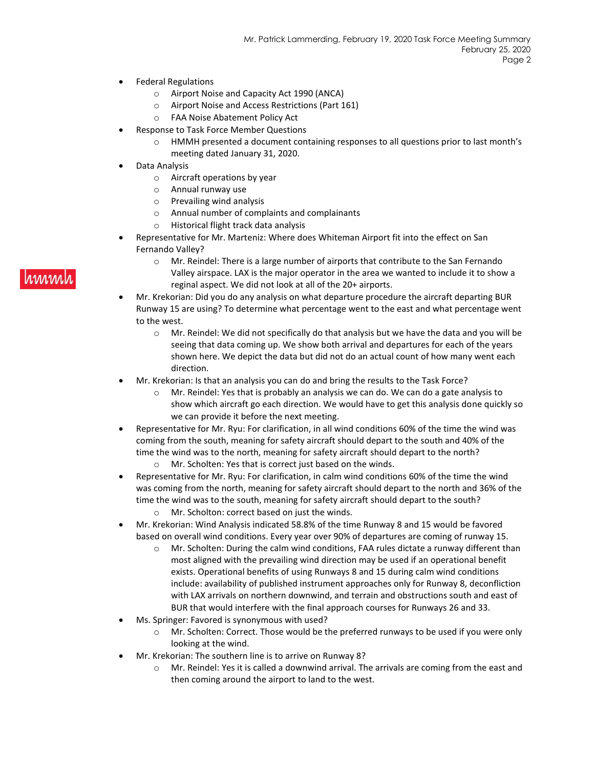- Federal Regulations
  - Airport Noise and Capacity Act 1990 (ANCA)
  - Airport Noise and Access Restrictions (Part 161)
  - FAA Noise Abatement Policy Act
- Response to Task Force Member Questions
  - HMMH presented a document containing responses to all questions prior to last month's meeting dated January 31, 2020.
- Data Analysis
  - Aircraft operations by year
  - Annual runway use
  - Prevailing wind analysis
  - Annual number of complaints and complainants
  - Historical flight track data analysis
- Representative for Mr. Marteniz: Where does Whiteman Airport fit into the effect on San Fernando Valley?
  - Mr. Reindel: There is a large number of airports that contribute to the San Fernando Valley airspace. LAX is the major operator in the area we wanted to include it to show a reginal aspect. We did not look at all of the 20+ airports.
- Mr. Krekorian: Did you do any analysis on what departure procedure the aircraft departing BUR Runway 15 are using? To determine what percentage went to the east and what percentage went to the west.
  - Mr. Reindel: We did not specifically do that analysis but we have the data and you will be seeing that data coming up. We show both arrival and departures for each of the years shown here. We depict the data but did not do an actual count of how many went each direction.
- Mr. Krekorian: Is that an analysis you can do and bring the results to the Task Force?
  - Mr. Reindel: Yes that is probably an analysis we can do. We can do a gate analysis to show which aircraft go each direction. We would have to get this analysis done quickly so we can provide it before the next meeting.
- Representative for Mr. Ryu: For clarification, in all wind conditions 60% of the time the wind was coming from the south, meaning for safety aircraft should depart to the south and 40% of the time the wind was to the north, meaning for safety aircraft should depart to the north?
  - Mr. Scholten: Yes that is correct just based on the winds.
- Representative for Mr. Ryu: For clarification, in calm wind conditions 60% of the time the wind was coming from the north, meaning for safety aircraft should depart to the north and 36% of the time the wind was to the south, meaning for safety aircraft should depart to the south?
  - Mr. Scholton: correct based on just the winds.
- Mr. Krekorian: Wind Analysis indicated 58.8% of the time Runway 8 and 15 would be favored based on overall wind conditions. Every year over 90% of departures are coming of runway 15.
  - Mr. Scholten: During the calm wind conditions, FAA rules dictate a runway different than most aligned with the prevailing wind direction may be used if an operational benefit exists. Operational benefits of using Runways 8 and 15 during calm wind conditions include: availability of published instrument approaches only for Runway 8, deconfliction with LAX arrivals on northern downwind, and terrain and obstructions south and east of BUR that would interfere with the final approach courses for Runways 26 and 33.
- Ms. Springer: Favored is synonymous with used?
  - Mr. Scholten: Correct. Those would be the preferred runways to be used if you were only looking at the wind.
- Mr. Krekorian: The southern line is to arrive on Runway 8?
  - Mr. Reindel: Yes it is called a downwind arrival. The arrivals are coming from the east and then coming around the airport to land to the west.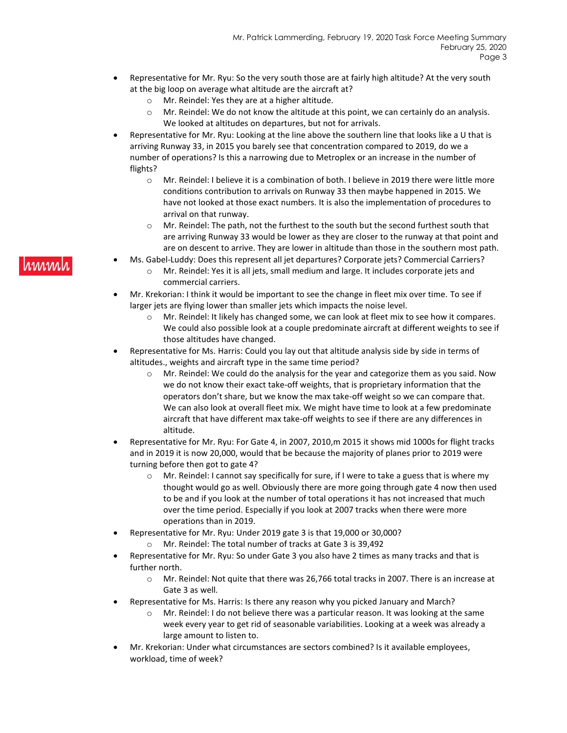- Representative for Mr. Ryu: So the very south those are at fairly high altitude? At the very south at the big loop on average what altitude are the aircraft at?
    - Mr. Reindel: Yes they are at a higher altitude.
    - Mr. Reindel: We do not know the altitude at this point, we can certainly do an analysis. We looked at altitudes on departures, but not for arrivals.
- Representative for Mr. Ryu: Looking at the line above the southern line that looks like a U that is arriving Runway 33, in 2015 you barely see that concentration compared to 2019, do we a number of operations? Is this a narrowing due to Metroplex or an increase in the number of flights?
    - Mr. Reindel: I believe it is a combination of both. I believe in 2019 there were little more conditions contribution to arrivals on Runway 33 then maybe happened in 2015. We have not looked at those exact numbers. It is also the implementation of procedures to arrival on that runway.
    - Mr. Reindel: The path, not the furthest to the south but the second furthest south that are arriving Runway 33 would be lower as they are closer to the runway at that point and are on descent to arrive. They are lower in altitude than those in the southern most path.
- Ms. Gabel-Luddy: Does this represent all jet departures? Corporate jets? Commercial Carriers?
    - Mr. Reindel: Yes it is all jets, small medium and large. It includes corporate jets and commercial carriers.
- Mr. Krekorian: I think it would be important to see the change in fleet mix over time. To see if larger jets are flying lower than smaller jets which impacts the noise level.
    - Mr. Reindel: It likely has changed some, we can look at fleet mix to see how it compares. We could also possible look at a couple predominate aircraft at different weights to see if those altitudes have changed.
- Representative for Ms. Harris: Could you lay out that altitude analysis side by side in terms of altitudes., weights and aircraft type in the same time period?
    - Mr. Reindel: We could do the analysis for the year and categorize them as you said. Now we do not know their exact take-off weights, that is proprietary information that the operators don't share, but we know the max take-off weight so we can compare that. We can also look at overall fleet mix. We might have time to look at a few predominate aircraft that have different max take-off weights to see if there are any differences in altitude.
- Representative for Mr. Ryu: For Gate 4, in 2007, 2010,m 2015 it shows mid 1000s for flight tracks and in 2019 it is now 20,000, would that be because the majority of planes prior to 2019 were turning before then got to gate 4?
    - Mr. Reindel: I cannot say specifically for sure, if I were to take a guess that is where my thought would go as well. Obviously there are more going through gate 4 now then used to be and if you look at the number of total operations it has not increased that much over the time period. Especially if you look at 2007 tracks when there were more operations than in 2019.
- Representative for Mr. Ryu: Under 2019 gate 3 is that 19,000 or 30,000?
    - Mr. Reindel: The total number of tracks at Gate 3 is 39,492
- Representative for Mr. Ryu: So under Gate 3 you also have 2 times as many tracks and that is further north.
    - Mr. Reindel: Not quite that there was 26,766 total tracks in 2007. There is an increase at Gate 3 as well.
- Representative for Ms. Harris: Is there any reason why you picked January and March?
    - Mr. Reindel: I do not believe there was a particular reason. It was looking at the same week every year to get rid of seasonable variabilities. Looking at a week was already a large amount to listen to.
- Mr. Krekorian: Under what circumstances are sectors combined? Is it available employees, workload, time of week?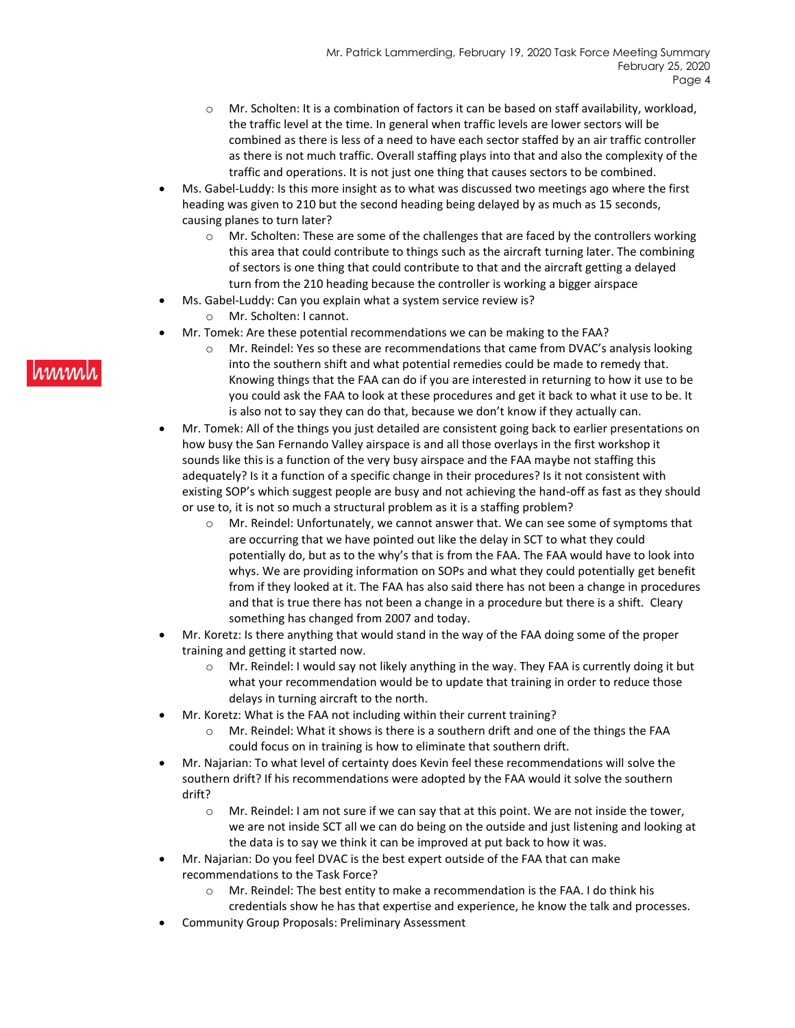- Mr. Scholten: It is a combination of factors it can be based on staff availability, workload, the traffic level at the time. In general when traffic levels are lower sectors will be combined as there is less of a need to have each sector staffed by an air traffic controller as there is not much traffic. Overall staffing plays into that and also the complexity of the traffic and operations. It is not just one thing that causes sectors to be combined.
- Ms. Gabel-Luddy: Is this more insight as to what was discussed two meetings ago where the first heading was given to 210 but the second heading being delayed by as much as 15 seconds, causing planes to turn later?
  - Mr. Scholten: These are some of the challenges that are faced by the controllers working this area that could contribute to things such as the aircraft turning later. The combining of sectors is one thing that could contribute to that and the aircraft getting a delayed turn from the 210 heading because the controller is working a bigger airspace
- Ms. Gabel-Luddy: Can you explain what a system service review is?
  - Mr. Scholten: I cannot.
- Mr. Tomek: Are these potential recommendations we can be making to the FAA?
  - Mr. Reindel: Yes so these are recommendations that came from DVAC's analysis looking into the southern shift and what potential remedies could be made to remedy that. Knowing things that the FAA can do if you are interested in returning to how it use to be you could ask the FAA to look at these procedures and get it back to what it use to be. It is also not to say they can do that, because we don't know if they actually can.
- Mr. Tomek: All of the things you just detailed are consistent going back to earlier presentations on how busy the San Fernando Valley airspace is and all those overlays in the first workshop it sounds like this is a function of the very busy airspace and the FAA maybe not staffing this adequately? Is it a function of a specific change in their procedures? Is it not consistent with existing SOP's which suggest people are busy and not achieving the hand-off as fast as they should or use to, it is not so much a structural problem as it is a staffing problem?
  - Mr. Reindel: Unfortunately, we cannot answer that. We can see some of symptoms that are occurring that we have pointed out like the delay in SCT to what they could potentially do, but as to the why's that is from the FAA. The FAA would have to look into whys. We are providing information on SOPs and what they could potentially get benefit from if they looked at it. The FAA has also said there has not been a change in procedures and that is true there has not been a change in a procedure but there is a shift. Cleary something has changed from 2007 and today.
- Mr. Koretz: Is there anything that would stand in the way of the FAA doing some of the proper training and getting it started now.
  - Mr. Reindel: I would say not likely anything in the way. They FAA is currently doing it but what your recommendation would be to update that training in order to reduce those delays in turning aircraft to the north.
- Mr. Koretz: What is the FAA not including within their current training?
  - Mr. Reindel: What it shows is there is a southern drift and one of the things the FAA could focus on in training is how to eliminate that southern drift.
- Mr. Najarian: To what level of certainty does Kevin feel these recommendations will solve the southern drift? If his recommendations were adopted by the FAA would it solve the southern drift?
  - Mr. Reindel: I am not sure if we can say that at this point. We are not inside the tower, we are not inside SCT all we can do being on the outside and just listening and looking at the data is to say we think it can be improved at put back to how it was.
- Mr. Najarian: Do you feel DVAC is the best expert outside of the FAA that can make recommendations to the Task Force?
  - Mr. Reindel: The best entity to make a recommendation is the FAA. I do think his credentials show he has that expertise and experience, he know the talk and processes.
- Community Group Proposals: Preliminary Assessment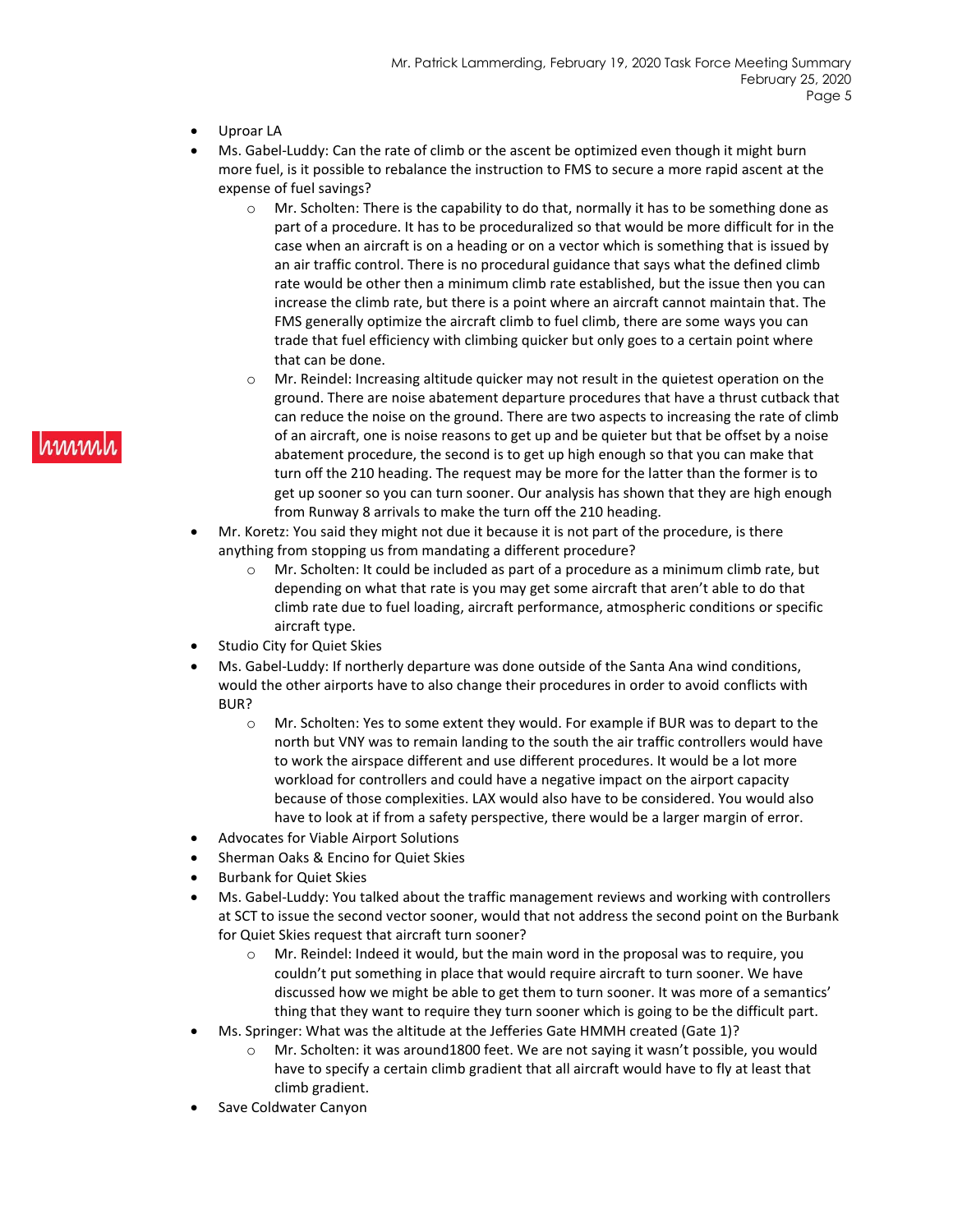- Uproar LA
- Ms. Gabel-Luddy: Can the rate of climb or the ascent be optimized even though it might burn more fuel, is it possible to rebalance the instruction to FMS to secure a more rapid ascent at the expense of fuel savings?
  - Mr. Scholten: There is the capability to do that, normally it has to be something done as part of a procedure. It has to be proceduralized so that would be more difficult for in the case when an aircraft is on a heading or on a vector which is something that is issued by an air traffic control. There is no procedural guidance that says what the defined climb rate would be other then a minimum climb rate established, but the issue then you can increase the climb rate, but there is a point where an aircraft cannot maintain that. The FMS generally optimize the aircraft climb to fuel climb, there are some ways you can trade that fuel efficiency with climbing quicker but only goes to a certain point where that can be done.
  - Mr. Reindel: Increasing altitude quicker may not result in the quietest operation on the ground. There are noise abatement departure procedures that have a thrust cutback that can reduce the noise on the ground. There are two aspects to increasing the rate of climb of an aircraft, one is noise reasons to get up and be quieter but that be offset by a noise abatement procedure, the second is to get up high enough so that you can make that turn off the 210 heading. The request may be more for the latter than the former is to get up sooner so you can turn sooner. Our analysis has shown that they are high enough from Runway 8 arrivals to make the turn off the 210 heading.
- Mr. Koretz: You said they might not due it because it is not part of the procedure, is there anything from stopping us from mandating a different procedure?
  - Mr. Scholten: It could be included as part of a procedure as a minimum climb rate, but depending on what that rate is you may get some aircraft that aren't able to do that climb rate due to fuel loading, aircraft performance, atmospheric conditions or specific aircraft type.
- Studio City for Quiet Skies
- Ms. Gabel-Luddy: If northerly departure was done outside of the Santa Ana wind conditions, would the other airports have to also change their procedures in order to avoid conflicts with BUR?
  - Mr. Scholten: Yes to some extent they would. For example if BUR was to depart to the north but VNY was to remain landing to the south the air traffic controllers would have to work the airspace different and use different procedures. It would be a lot more workload for controllers and could have a negative impact on the airport capacity because of those complexities. LAX would also have to be considered. You would also have to look at if from a safety perspective, there would be a larger margin of error.
- Advocates for Viable Airport Solutions
- Sherman Oaks & Encino for Quiet Skies
- Burbank for Quiet Skies
- Ms. Gabel-Luddy: You talked about the traffic management reviews and working with controllers at SCT to issue the second vector sooner, would that not address the second point on the Burbank for Quiet Skies request that aircraft turn sooner?
  - Mr. Reindel: Indeed it would, but the main word in the proposal was to require, you couldn't put something in place that would require aircraft to turn sooner. We have discussed how we might be able to get them to turn sooner. It was more of a semantics' thing that they want to require they turn sooner which is going to be the difficult part.
- Ms. Springer: What was the altitude at the Jefferies Gate HMMH created (Gate 1)?
  - Mr. Scholten: it was around1800 feet. We are not saying it wasn't possible, you would have to specify a certain climb gradient that all aircraft would have to fly at least that climb gradient.
- Save Coldwater Canyon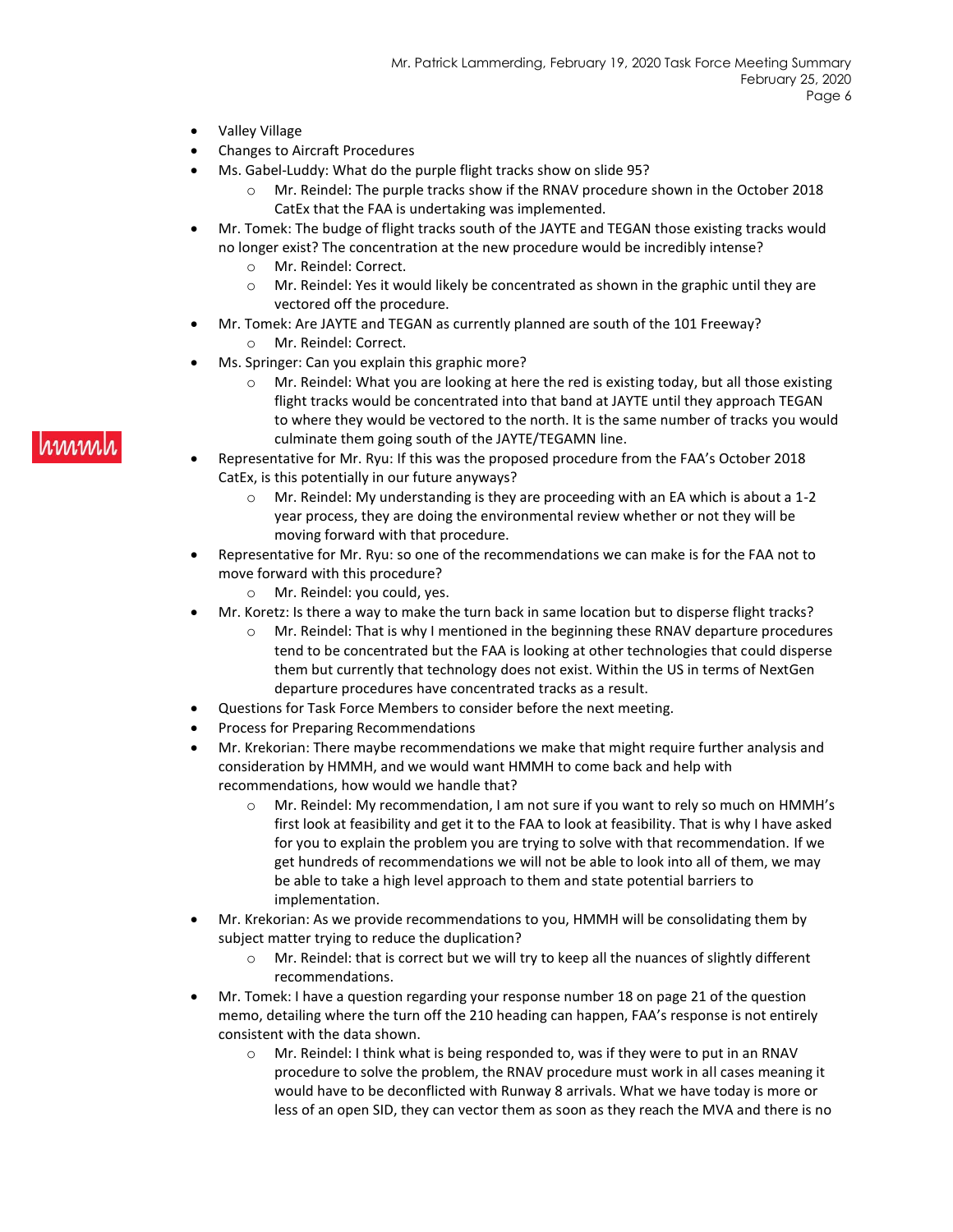- Valley Village
- Changes to Aircraft Procedures
- Ms. Gabel-Luddy: What do the purple flight tracks show on slide 95?
    - Mr. Reindel: The purple tracks show if the RNAV procedure shown in the October 2018 CatEx that the FAA is undertaking was implemented.
- Mr. Tomek: The budge of flight tracks south of the JAYTE and TEGAN those existing tracks would no longer exist? The concentration at the new procedure would be incredibly intense?
    - Mr. Reindel: Correct.
    - Mr. Reindel: Yes it would likely be concentrated as shown in the graphic until they are vectored off the procedure.
- Mr. Tomek: Are JAYTE and TEGAN as currently planned are south of the 101 Freeway?
    - Mr. Reindel: Correct.
- Ms. Springer: Can you explain this graphic more?
    - Mr. Reindel: What you are looking at here the red is existing today, but all those existing flight tracks would be concentrated into that band at JAYTE until they approach TEGAN to where they would be vectored to the north. It is the same number of tracks you would culminate them going south of the JAYTE/TEGAMN line.
- Representative for Mr. Ryu: If this was the proposed procedure from the FAA's October 2018 CatEx, is this potentially in our future anyways?
    - Mr. Reindel: My understanding is they are proceeding with an EA which is about a 1-2 year process, they are doing the environmental review whether or not they will be moving forward with that procedure.
- Representative for Mr. Ryu: so one of the recommendations we can make is for the FAA not to move forward with this procedure?
    - Mr. Reindel: you could, yes.
- Mr. Koretz: Is there a way to make the turn back in same location but to disperse flight tracks?
    - Mr. Reindel: That is why I mentioned in the beginning these RNAV departure procedures tend to be concentrated but the FAA is looking at other technologies that could disperse them but currently that technology does not exist. Within the US in terms of NextGen departure procedures have concentrated tracks as a result.
- Questions for Task Force Members to consider before the next meeting.
- Process for Preparing Recommendations
- Mr. Krekorian: There maybe recommendations we make that might require further analysis and consideration by HMMH, and we would want HMMH to come back and help with recommendations, how would we handle that?
    - Mr. Reindel: My recommendation, I am not sure if you want to rely so much on HMMH's first look at feasibility and get it to the FAA to look at feasibility. That is why I have asked for you to explain the problem you are trying to solve with that recommendation. If we get hundreds of recommendations we will not be able to look into all of them, we may be able to take a high level approach to them and state potential barriers to implementation.
- Mr. Krekorian: As we provide recommendations to you, HMMH will be consolidating them by subject matter trying to reduce the duplication?
    - Mr. Reindel: that is correct but we will try to keep all the nuances of slightly different recommendations.
- Mr. Tomek: I have a question regarding your response number 18 on page 21 of the question memo, detailing where the turn off the 210 heading can happen, FAA's response is not entirely consistent with the data shown.
    - Mr. Reindel: I think what is being responded to, was if they were to put in an RNAV procedure to solve the problem, the RNAV procedure must work in all cases meaning it would have to be deconflicted with Runway 8 arrivals. What we have today is more or less of an open SID, they can vector them as soon as they reach the MVA and there is no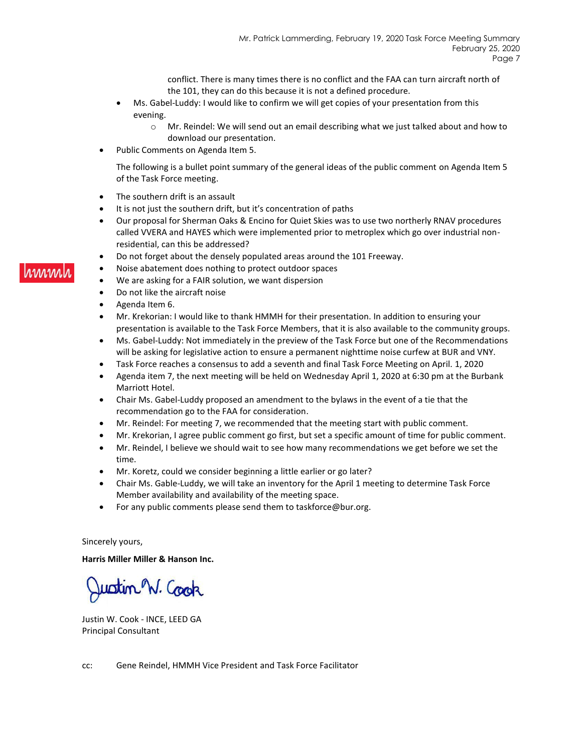conflict. There is many times there is no conflict and the FAA can turn aircraft north of the 101, they can do this because it is not a defined procedure.

- Ms. Gabel-Luddy: I would like to confirm we will get copies of your presentation from this evening.
    - Mr. Reindel: We will send out an email describing what we just talked about and how to download our presentation.
- Public Comments on Agenda Item 5.

  The following is a bullet point summary of the general ideas of the public comment on Agenda Item 5 of the Task Force meeting.

- The southern drift is an assault
- It is not just the southern drift, but it's concentration of paths
- Our proposal for Sherman Oaks & Encino for Quiet Skies was to use two northerly RNAV procedures called VVERA and HAYES which were implemented prior to metroplex which go over industrial non-residential, can this be addressed?
- Do not forget about the densely populated areas around the 101 Freeway.
- Noise abatement does nothing to protect outdoor spaces
- We are asking for a FAIR solution, we want dispersion
- Do not like the aircraft noise
- Agenda Item 6.
- Mr. Krekorian: I would like to thank HMMH for their presentation. In addition to ensuring your presentation is available to the Task Force Members, that it is also available to the community groups.
- Ms. Gabel-Luddy: Not immediately in the preview of the Task Force but one of the Recommendations will be asking for legislative action to ensure a permanent nighttime noise curfew at BUR and VNY.
- Task Force reaches a consensus to add a seventh and final Task Force Meeting on April. 1, 2020
- Agenda item 7, the next meeting will be held on Wednesday April 1, 2020 at 6:30 pm at the Burbank Marriott Hotel.
- Chair Ms. Gabel-Luddy proposed an amendment to the bylaws in the event of a tie that the recommendation go to the FAA for consideration.
- Mr. Reindel: For meeting 7, we recommended that the meeting start with public comment.
- Mr. Krekorian, I agree public comment go first, but set a specific amount of time for public comment.
- Mr. Reindel, I believe we should wait to see how many recommendations we get before we set the time.
- Mr. Koretz, could we consider beginning a little earlier or go later?
- Chair Ms. Gable-Luddy, we will take an inventory for the April 1 meeting to determine Task Force Member availability and availability of the meeting space.
- For any public comments please send them to taskforce@bur.org.

Sincerely yours,

**Harris Miller Miller & Hanson Inc.**

Justin W. Cook

Justin W. Cook - INCE, LEED GA
Principal Consultant

cc: Gene Reindel, HMMH Vice President and Task Force Facilitator